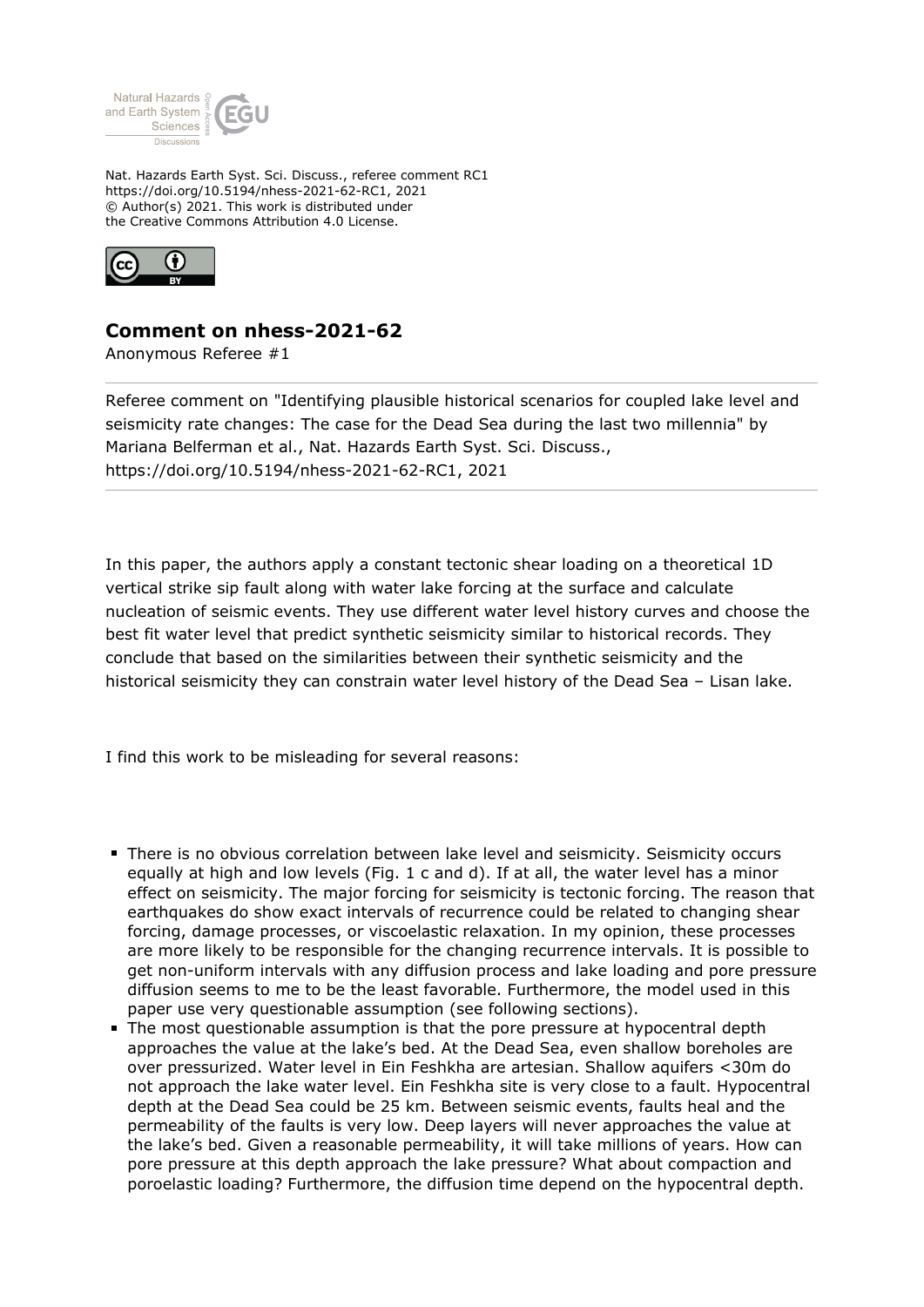Nat. Hazards Earth Syst. Sci. Discuss., referee comment RC1
https://doi.org/10.5194/nhess-2021-62-RC1, 2021
© Author(s) 2021. This work is distributed under
the Creative Commons Attribution 4.0 License.

## Comment on nhess-2021-62

Anonymous Referee #1

Referee comment on "Identifying plausible historical scenarios for coupled lake level and seismicity rate changes: The case for the Dead Sea during the last two millennia" by Mariana Belferman et al., Nat. Hazards Earth Syst. Sci. Discuss., https://doi.org/10.5194/nhess-2021-62-RC1, 2021

In this paper, the authors apply a constant tectonic shear loading on a theoretical 1D vertical strike sip fault along with water lake forcing at the surface and calculate nucleation of seismic events. They use different water level history curves and choose the best fit water level that predict synthetic seismicity similar to historical records. They conclude that based on the similarities between their synthetic seismicity and the historical seismicity they can constrain water level history of the Dead Sea – Lisan lake.

I find this work to be misleading for several reasons:

- There is no obvious correlation between lake level and seismicity. Seismicity occurs equally at high and low levels (Fig. 1 c and d). If at all, the water level has a minor effect on seismicity. The major forcing for seismicity is tectonic forcing. The reason that earthquakes do show exact intervals of recurrence could be related to changing shear forcing, damage processes, or viscoelastic relaxation. In my opinion, these processes are more likely to be responsible for the changing recurrence intervals. It is possible to get non-uniform intervals with any diffusion process and lake loading and pore pressure diffusion seems to me to be the least favorable. Furthermore, the model used in this paper use very questionable assumption (see following sections).
- The most questionable assumption is that the pore pressure at hypocentral depth approaches the value at the lake's bed. At the Dead Sea, even shallow boreholes are over pressurized. Water level in Ein Feshkha are artesian. Shallow aquifers <30m do not approach the lake water level. Ein Feshkha site is very close to a fault. Hypocentral depth at the Dead Sea could be 25 km. Between seismic events, faults heal and the permeability of the faults is very low. Deep layers will never approaches the value at the lake's bed. Given a reasonable permeability, it will take millions of years. How can pore pressure at this depth approach the lake pressure? What about compaction and poroelastic loading? Furthermore, the diffusion time depend on the hypocentral depth.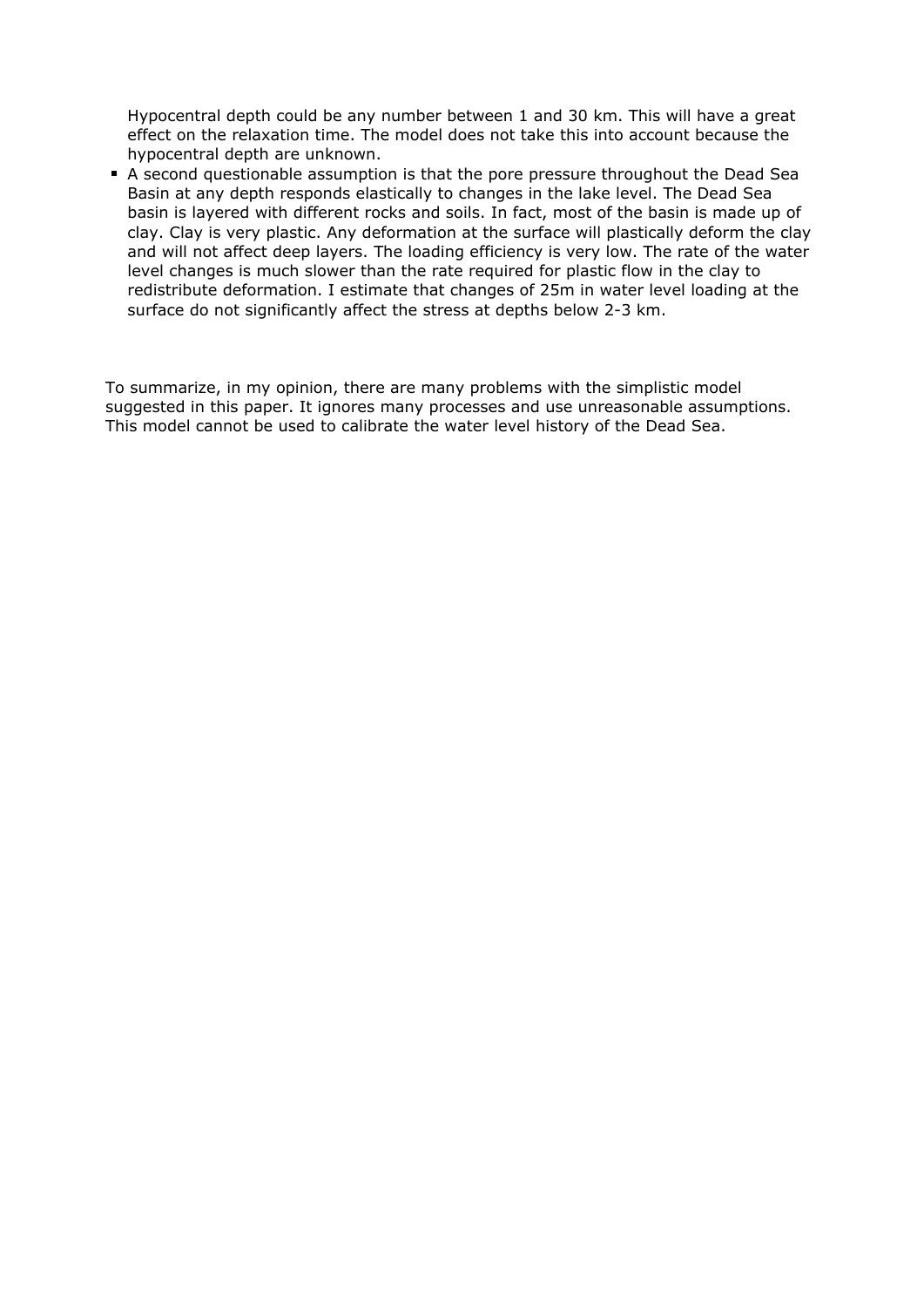Hypocentral depth could be any number between 1 and 30 km. This will have a great effect on the relaxation time. The model does not take this into account because the hypocentral depth are unknown.

- A second questionable assumption is that the pore pressure throughout the Dead Sea Basin at any depth responds elastically to changes in the lake level. The Dead Sea basin is layered with different rocks and soils. In fact, most of the basin is made up of clay. Clay is very plastic. Any deformation at the surface will plastically deform the clay and will not affect deep layers. The loading efficiency is very low. The rate of the water level changes is much slower than the rate required for plastic flow in the clay to redistribute deformation. I estimate that changes of 25m in water level loading at the surface do not significantly affect the stress at depths below 2-3 km.

To summarize, in my opinion, there are many problems with the simplistic model suggested in this paper. It ignores many processes and use unreasonable assumptions. This model cannot be used to calibrate the water level history of the Dead Sea.